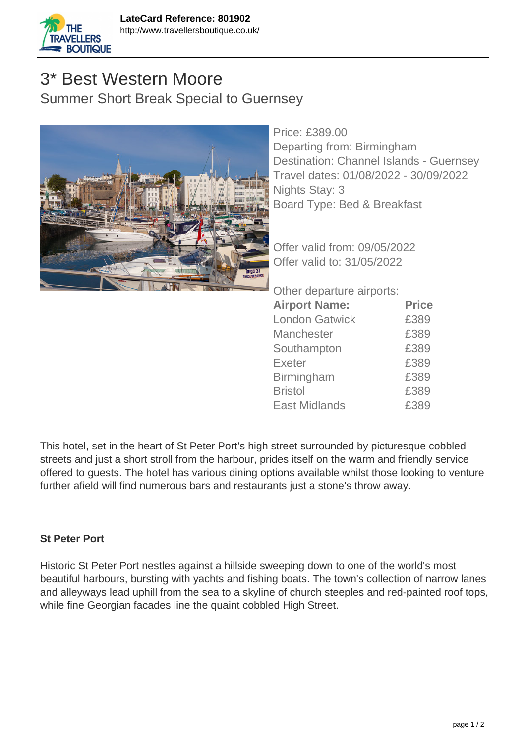**LateCard Reference: 801902**
http://www.travellersboutique.co.uk/

# 3* Best Western Moore

## Summer Short Break Special to Guernsey

Price: £389.00
Departing from: Birmingham
Destination: Channel Islands - Guernsey
Travel dates: 01/08/2022 - 30/09/2022
Nights Stay: 3
Board Type: Bed & Breakfast

Offer valid from: 09/05/2022
Offer valid to: 31/05/2022

Other departure airports:

| Airport Name: | Price |
| --- | --- |
| London Gatwick | £389 |
| Manchester | £389 |
| Southampton | £389 |
| Exeter | £389 |
| Birmingham | £389 |
| Bristol | £389 |
| East Midlands | £389 |

This hotel, set in the heart of St Peter Port's high street surrounded by picturesque cobbled streets and just a short stroll from the harbour, prides itself on the warm and friendly service offered to guests. The hotel has various dining options available whilst those looking to venture further afield will find numerous bars and restaurants just a stone's throw away.

**St Peter Port**

Historic St Peter Port nestles against a hillside sweeping down to one of the world's most beautiful harbours, bursting with yachts and fishing boats. The town's collection of narrow lanes and alleyways lead uphill from the sea to a skyline of church steeples and red-painted roof tops, while fine Georgian facades line the quaint cobbled High Street.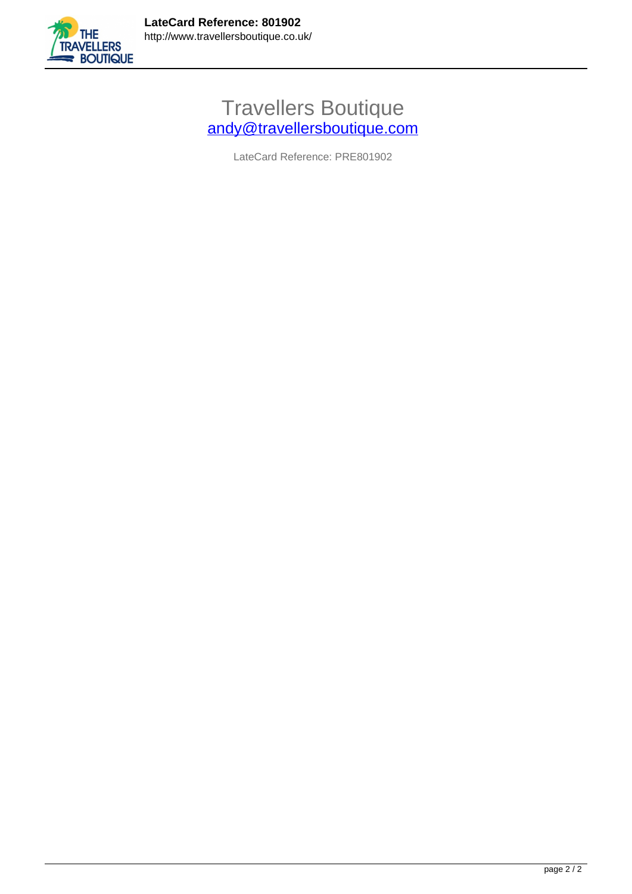# Travellers Boutique

andy@travellersboutique.com

LateCard Reference: PRE801902